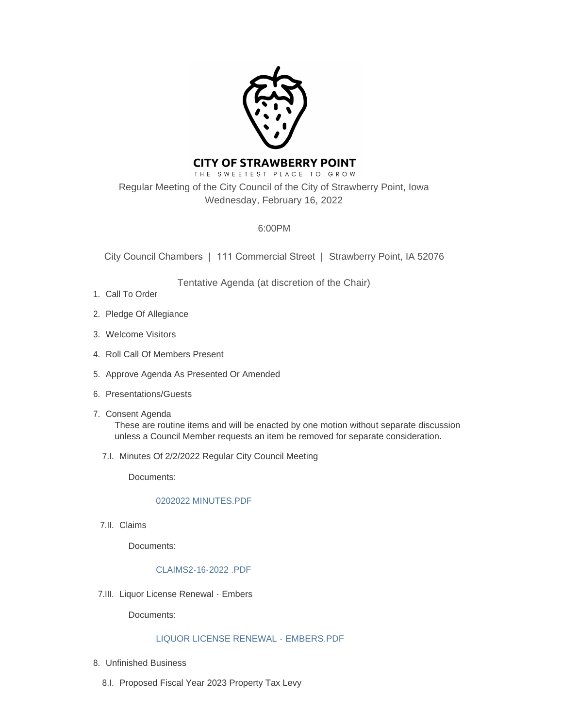# CITY OF STRAWBERRY POINT

THE SWEETEST PLACE TO GROW

Regular Meeting of the City Council of the City of Strawberry Point, Iowa
Wednesday, February 16, 2022

6:00PM

City Council Chambers | 111 Commercial Street | Strawberry Point, IA 52076

Tentative Agenda (at discretion of the Chair)

1. Call To Order
2. Pledge Of Allegiance
3. Welcome Visitors
4. Roll Call Of Members Present
5. Approve Agenda As Presented Or Amended
6. Presentations/Guests
7. Consent Agenda

   These are routine items and will be enacted by one motion without separate discussion unless a Council Member requests an item be removed for separate consideration.

   7.I. Minutes Of 2/2/2022 Regular City Council Meeting

   Documents:

   0202022 MINUTES.PDF

   7.II. Claims

   Documents:

   CLAIMS2-16-2022 .PDF

   7.III. Liquor License Renewal - Embers

   Documents:

   LIQUOR LICENSE RENEWAL - EMBERS.PDF

8. Unfinished Business

   8.I. Proposed Fiscal Year 2023 Property Tax Levy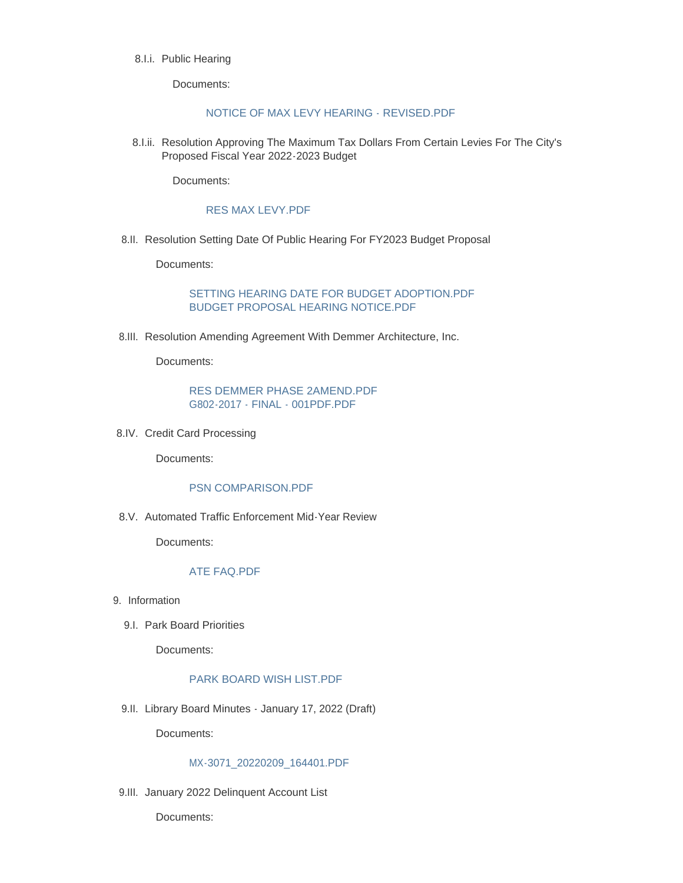8.I.i. Public Hearing

Documents:

NOTICE OF MAX LEVY HEARING - REVISED.PDF

8.I.ii. Resolution Approving The Maximum Tax Dollars From Certain Levies For The City's Proposed Fiscal Year 2022-2023 Budget

Documents:

RES MAX LEVY.PDF

8.II. Resolution Setting Date Of Public Hearing For FY2023 Budget Proposal

Documents:

SETTING HEARING DATE FOR BUDGET ADOPTION.PDF
BUDGET PROPOSAL HEARING NOTICE.PDF

8.III. Resolution Amending Agreement With Demmer Architecture, Inc.

Documents:

RES DEMMER PHASE 2AMEND.PDF
G802-2017 - FINAL - 001PDF.PDF

8.IV. Credit Card Processing

Documents:

PSN COMPARISON.PDF

8.V. Automated Traffic Enforcement Mid-Year Review

Documents:

ATE FAQ.PDF

9. Information

9.I. Park Board Priorities

Documents:

PARK BOARD WISH LIST.PDF

9.II. Library Board Minutes - January 17, 2022 (Draft)

Documents:

MX-3071_20220209_164401.PDF

9.III. January 2022 Delinquent Account List

Documents: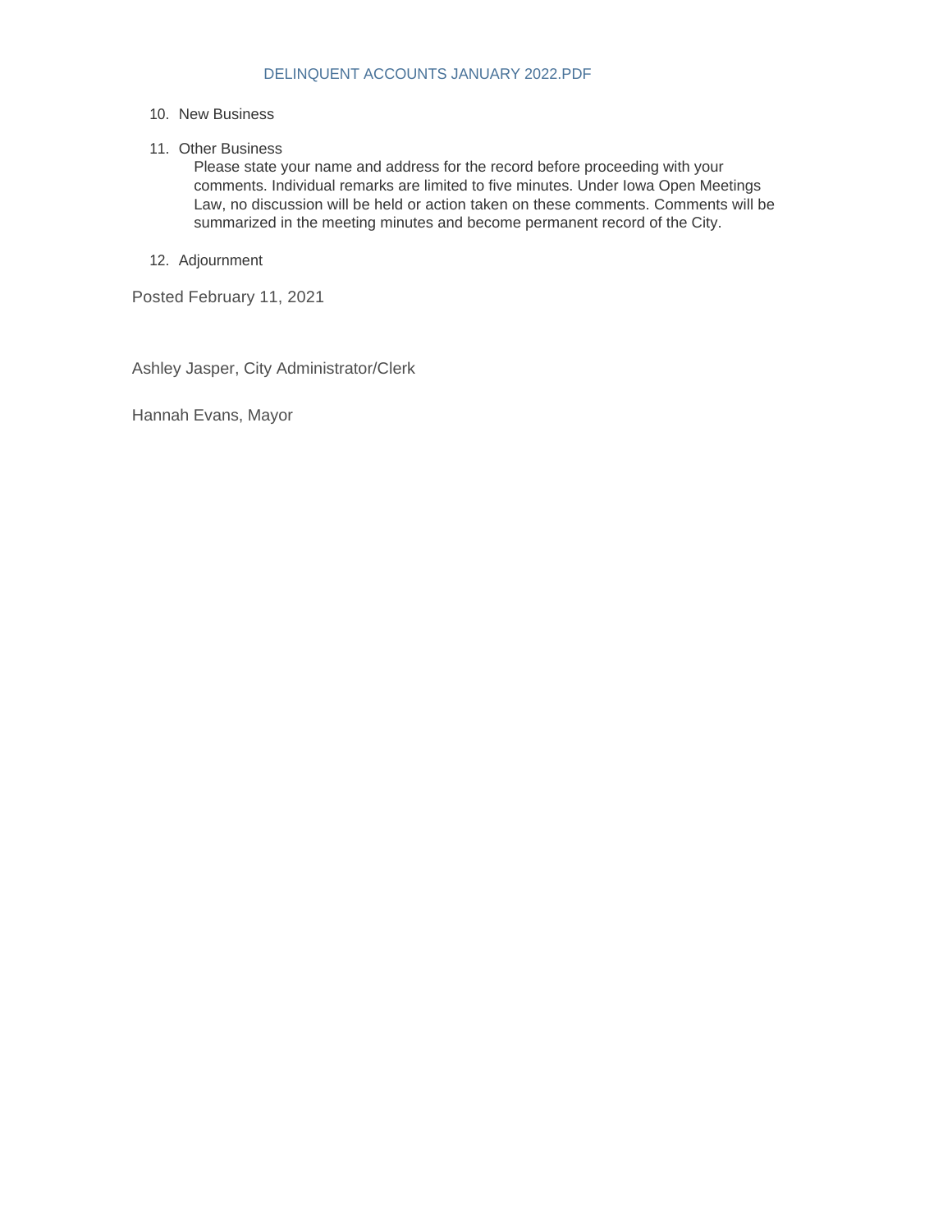DELINQUENT ACCOUNTS JANUARY 2022.PDF

10. New Business

11. Other Business

    Please state your name and address for the record before proceeding with your comments. Individual remarks are limited to five minutes. Under Iowa Open Meetings Law, no discussion will be held or action taken on these comments. Comments will be summarized in the meeting minutes and become permanent record of the City.

12. Adjournment

Posted February 11, 2021

Ashley Jasper, City Administrator/Clerk

Hannah Evans, Mayor